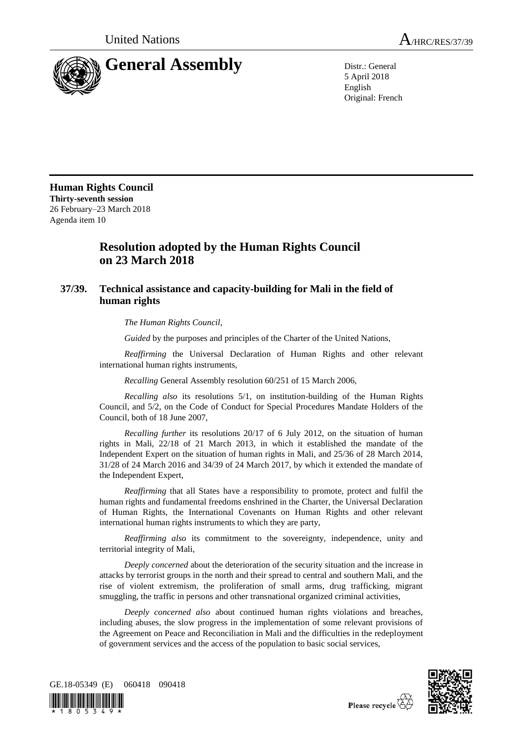United Nations

A/HRC/RES/37/39

# General Assembly

Distr.: General
5 April 2018
English
Original: French

**Human Rights Council**
**Thirty-seventh session**
26 February–23 March 2018
Agenda item 10

## Resolution adopted by the Human Rights Council on 23 March 2018

### 37/39. Technical assistance and capacity-building for Mali in the field of human rights

*The Human Rights Council*,

*Guided* by the purposes and principles of the Charter of the United Nations,

*Reaffirming* the Universal Declaration of Human Rights and other relevant international human rights instruments,

*Recalling* General Assembly resolution 60/251 of 15 March 2006,

*Recalling also* its resolutions 5/1, on institution-building of the Human Rights Council, and 5/2, on the Code of Conduct for Special Procedures Mandate Holders of the Council, both of 18 June 2007,

*Recalling further* its resolutions 20/17 of 6 July 2012, on the situation of human rights in Mali, 22/18 of 21 March 2013, in which it established the mandate of the Independent Expert on the situation of human rights in Mali, and 25/36 of 28 March 2014, 31/28 of 24 March 2016 and 34/39 of 24 March 2017, by which it extended the mandate of the Independent Expert,

*Reaffirming* that all States have a responsibility to promote, protect and fulfil the human rights and fundamental freedoms enshrined in the Charter, the Universal Declaration of Human Rights, the International Covenants on Human Rights and other relevant international human rights instruments to which they are party,

*Reaffirming also* its commitment to the sovereignty, independence, unity and territorial integrity of Mali,

*Deeply concerned* about the deterioration of the security situation and the increase in attacks by terrorist groups in the north and their spread to central and southern Mali, and the rise of violent extremism, the proliferation of small arms, drug trafficking, migrant smuggling, the traffic in persons and other transnational organized criminal activities,

*Deeply concerned also* about continued human rights violations and breaches, including abuses, the slow progress in the implementation of some relevant provisions of the Agreement on Peace and Reconciliation in Mali and the difficulties in the redeployment of government services and the access of the population to basic social services,

GE.18-05349 (E) 060418 090418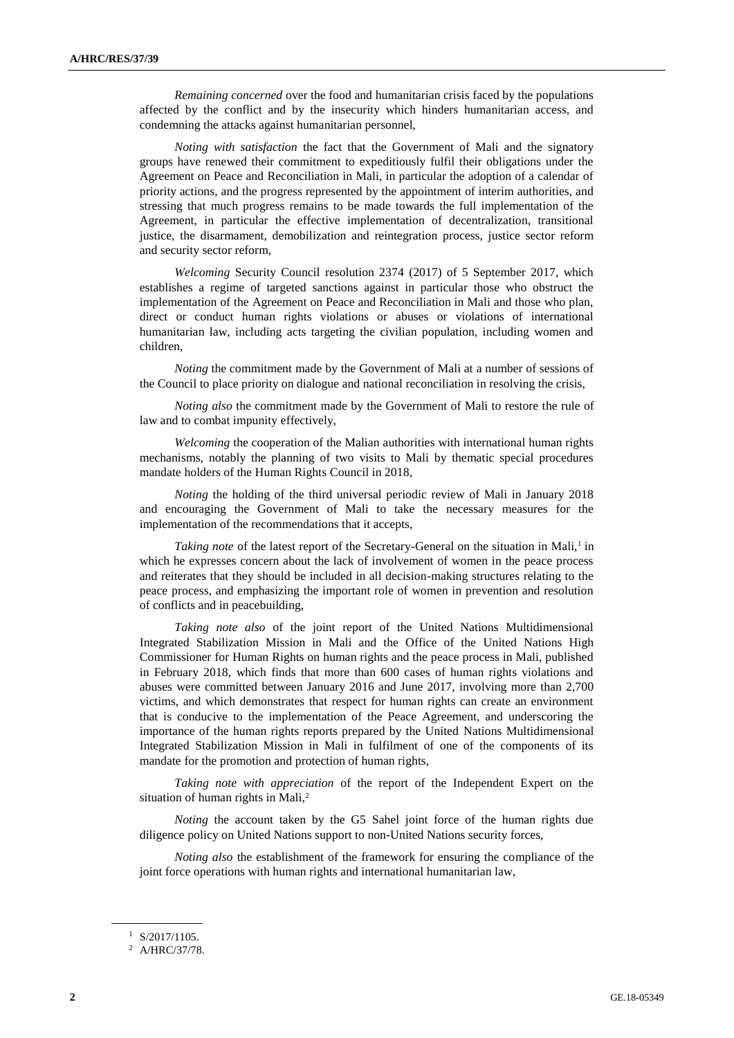*Remaining concerned* over the food and humanitarian crisis faced by the populations affected by the conflict and by the insecurity which hinders humanitarian access, and condemning the attacks against humanitarian personnel,

*Noting with satisfaction* the fact that the Government of Mali and the signatory groups have renewed their commitment to expeditiously fulfil their obligations under the Agreement on Peace and Reconciliation in Mali, in particular the adoption of a calendar of priority actions, and the progress represented by the appointment of interim authorities, and stressing that much progress remains to be made towards the full implementation of the Agreement, in particular the effective implementation of decentralization, transitional justice, the disarmament, demobilization and reintegration process, justice sector reform and security sector reform,

*Welcoming* Security Council resolution 2374 (2017) of 5 September 2017, which establishes a regime of targeted sanctions against in particular those who obstruct the implementation of the Agreement on Peace and Reconciliation in Mali and those who plan, direct or conduct human rights violations or abuses or violations of international humanitarian law, including acts targeting the civilian population, including women and children,

*Noting* the commitment made by the Government of Mali at a number of sessions of the Council to place priority on dialogue and national reconciliation in resolving the crisis,

*Noting also* the commitment made by the Government of Mali to restore the rule of law and to combat impunity effectively,

*Welcoming* the cooperation of the Malian authorities with international human rights mechanisms, notably the planning of two visits to Mali by thematic special procedures mandate holders of the Human Rights Council in 2018,

*Noting* the holding of the third universal periodic review of Mali in January 2018 and encouraging the Government of Mali to take the necessary measures for the implementation of the recommendations that it accepts,

*Taking note* of the latest report of the Secretary-General on the situation in Mali,[1] in which he expresses concern about the lack of involvement of women in the peace process and reiterates that they should be included in all decision-making structures relating to the peace process, and emphasizing the important role of women in prevention and resolution of conflicts and in peacebuilding,

*Taking note also* of the joint report of the United Nations Multidimensional Integrated Stabilization Mission in Mali and the Office of the United Nations High Commissioner for Human Rights on human rights and the peace process in Mali, published in February 2018, which finds that more than 600 cases of human rights violations and abuses were committed between January 2016 and June 2017, involving more than 2,700 victims, and which demonstrates that respect for human rights can create an environment that is conducive to the implementation of the Peace Agreement, and underscoring the importance of the human rights reports prepared by the United Nations Multidimensional Integrated Stabilization Mission in Mali in fulfilment of one of the components of its mandate for the promotion and protection of human rights,

*Taking note with appreciation* of the report of the Independent Expert on the situation of human rights in Mali,[2]

*Noting* the account taken by the G5 Sahel joint force of the human rights due diligence policy on United Nations support to non-United Nations security forces,

*Noting also* the establishment of the framework for ensuring the compliance of the joint force operations with human rights and international humanitarian law,

---

[1] S/2017/1105.

[2] A/HRC/37/78.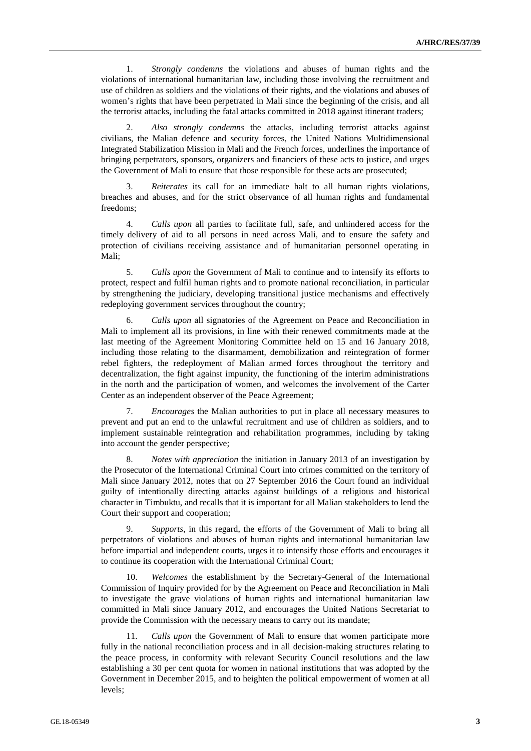1. *Strongly condemns* the violations and abuses of human rights and the violations of international humanitarian law, including those involving the recruitment and use of children as soldiers and the violations of their rights, and the violations and abuses of women's rights that have been perpetrated in Mali since the beginning of the crisis, and all the terrorist attacks, including the fatal attacks committed in 2018 against itinerant traders;

2. *Also strongly condemns* the attacks, including terrorist attacks against civilians, the Malian defence and security forces, the United Nations Multidimensional Integrated Stabilization Mission in Mali and the French forces, underlines the importance of bringing perpetrators, sponsors, organizers and financiers of these acts to justice, and urges the Government of Mali to ensure that those responsible for these acts are prosecuted;

3. *Reiterates* its call for an immediate halt to all human rights violations, breaches and abuses, and for the strict observance of all human rights and fundamental freedoms;

4. *Calls upon* all parties to facilitate full, safe, and unhindered access for the timely delivery of aid to all persons in need across Mali, and to ensure the safety and protection of civilians receiving assistance and of humanitarian personnel operating in Mali;

5. *Calls upon* the Government of Mali to continue and to intensify its efforts to protect, respect and fulfil human rights and to promote national reconciliation, in particular by strengthening the judiciary, developing transitional justice mechanisms and effectively redeploying government services throughout the country;

6. *Calls upon* all signatories of the Agreement on Peace and Reconciliation in Mali to implement all its provisions, in line with their renewed commitments made at the last meeting of the Agreement Monitoring Committee held on 15 and 16 January 2018, including those relating to the disarmament, demobilization and reintegration of former rebel fighters, the redeployment of Malian armed forces throughout the territory and decentralization, the fight against impunity, the functioning of the interim administrations in the north and the participation of women, and welcomes the involvement of the Carter Center as an independent observer of the Peace Agreement;

7. *Encourages* the Malian authorities to put in place all necessary measures to prevent and put an end to the unlawful recruitment and use of children as soldiers, and to implement sustainable reintegration and rehabilitation programmes, including by taking into account the gender perspective;

8. *Notes with appreciation* the initiation in January 2013 of an investigation by the Prosecutor of the International Criminal Court into crimes committed on the territory of Mali since January 2012, notes that on 27 September 2016 the Court found an individual guilty of intentionally directing attacks against buildings of a religious and historical character in Timbuktu, and recalls that it is important for all Malian stakeholders to lend the Court their support and cooperation;

9. *Supports*, in this regard, the efforts of the Government of Mali to bring all perpetrators of violations and abuses of human rights and international humanitarian law before impartial and independent courts, urges it to intensify those efforts and encourages it to continue its cooperation with the International Criminal Court;

10. *Welcomes* the establishment by the Secretary-General of the International Commission of Inquiry provided for by the Agreement on Peace and Reconciliation in Mali to investigate the grave violations of human rights and international humanitarian law committed in Mali since January 2012, and encourages the United Nations Secretariat to provide the Commission with the necessary means to carry out its mandate;

11. *Calls upon* the Government of Mali to ensure that women participate more fully in the national reconciliation process and in all decision-making structures relating to the peace process, in conformity with relevant Security Council resolutions and the law establishing a 30 per cent quota for women in national institutions that was adopted by the Government in December 2015, and to heighten the political empowerment of women at all levels;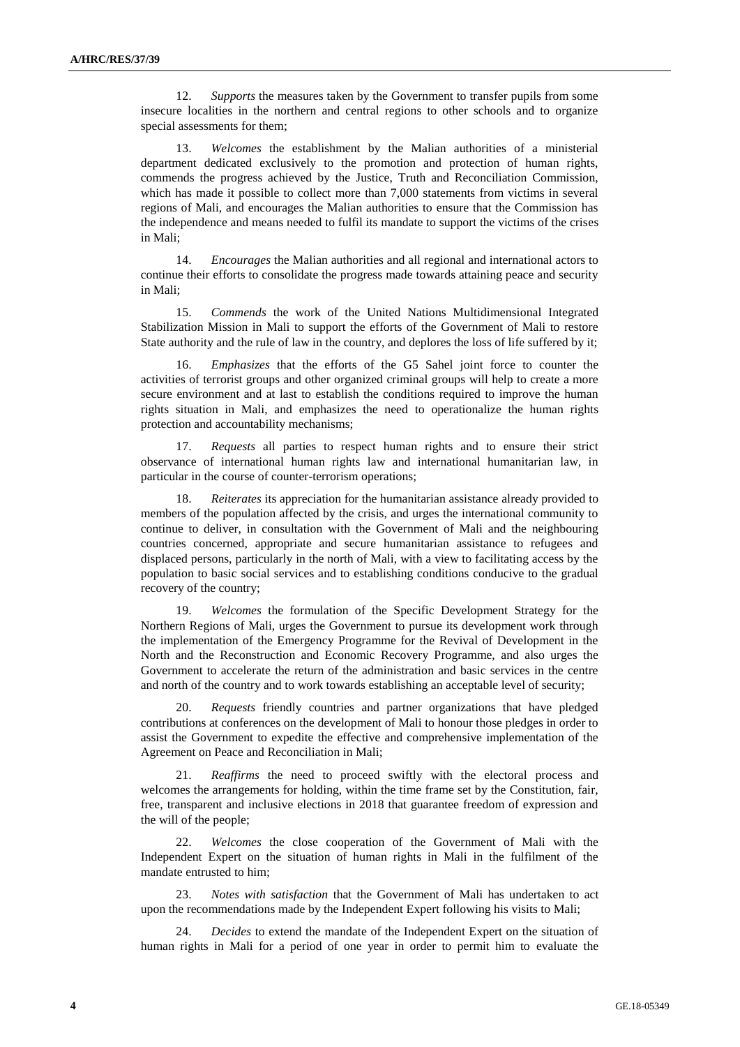12. *Supports* the measures taken by the Government to transfer pupils from some insecure localities in the northern and central regions to other schools and to organize special assessments for them;

13. *Welcomes* the establishment by the Malian authorities of a ministerial department dedicated exclusively to the promotion and protection of human rights, commends the progress achieved by the Justice, Truth and Reconciliation Commission, which has made it possible to collect more than 7,000 statements from victims in several regions of Mali, and encourages the Malian authorities to ensure that the Commission has the independence and means needed to fulfil its mandate to support the victims of the crises in Mali;

14. *Encourages* the Malian authorities and all regional and international actors to continue their efforts to consolidate the progress made towards attaining peace and security in Mali;

15. *Commends* the work of the United Nations Multidimensional Integrated Stabilization Mission in Mali to support the efforts of the Government of Mali to restore State authority and the rule of law in the country, and deplores the loss of life suffered by it;

16. *Emphasizes* that the efforts of the G5 Sahel joint force to counter the activities of terrorist groups and other organized criminal groups will help to create a more secure environment and at last to establish the conditions required to improve the human rights situation in Mali, and emphasizes the need to operationalize the human rights protection and accountability mechanisms;

17. *Requests* all parties to respect human rights and to ensure their strict observance of international human rights law and international humanitarian law, in particular in the course of counter-terrorism operations;

18. *Reiterates* its appreciation for the humanitarian assistance already provided to members of the population affected by the crisis, and urges the international community to continue to deliver, in consultation with the Government of Mali and the neighbouring countries concerned, appropriate and secure humanitarian assistance to refugees and displaced persons, particularly in the north of Mali, with a view to facilitating access by the population to basic social services and to establishing conditions conducive to the gradual recovery of the country;

19. *Welcomes* the formulation of the Specific Development Strategy for the Northern Regions of Mali, urges the Government to pursue its development work through the implementation of the Emergency Programme for the Revival of Development in the North and the Reconstruction and Economic Recovery Programme, and also urges the Government to accelerate the return of the administration and basic services in the centre and north of the country and to work towards establishing an acceptable level of security;

20. *Requests* friendly countries and partner organizations that have pledged contributions at conferences on the development of Mali to honour those pledges in order to assist the Government to expedite the effective and comprehensive implementation of the Agreement on Peace and Reconciliation in Mali;

21. *Reaffirms* the need to proceed swiftly with the electoral process and welcomes the arrangements for holding, within the time frame set by the Constitution, fair, free, transparent and inclusive elections in 2018 that guarantee freedom of expression and the will of the people;

22. *Welcomes* the close cooperation of the Government of Mali with the Independent Expert on the situation of human rights in Mali in the fulfilment of the mandate entrusted to him;

23. *Notes with satisfaction* that the Government of Mali has undertaken to act upon the recommendations made by the Independent Expert following his visits to Mali;

24. *Decides* to extend the mandate of the Independent Expert on the situation of human rights in Mali for a period of one year in order to permit him to evaluate the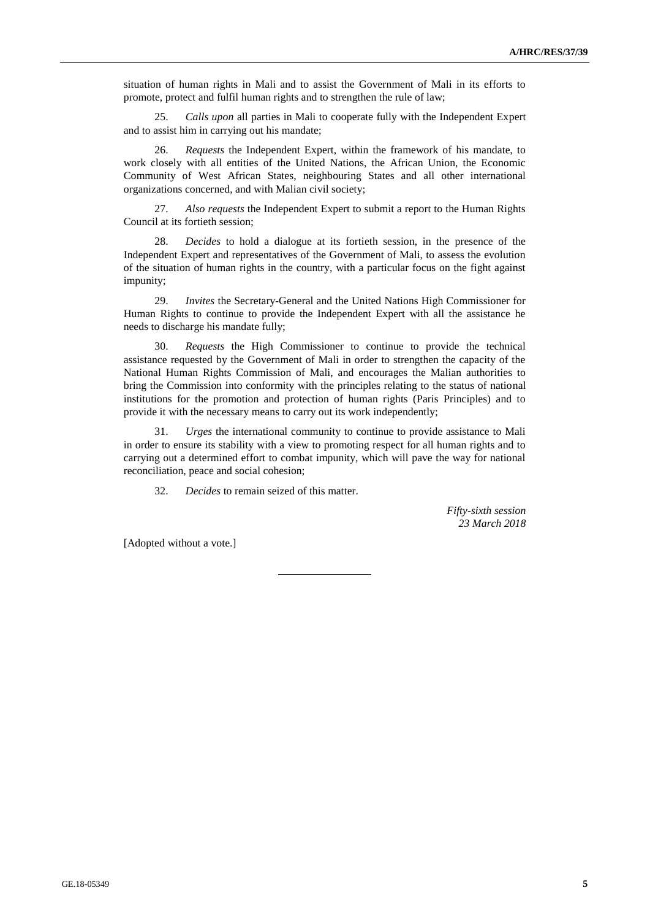situation of human rights in Mali and to assist the Government of Mali in its efforts to promote, protect and fulfil human rights and to strengthen the rule of law;

25. *Calls upon* all parties in Mali to cooperate fully with the Independent Expert and to assist him in carrying out his mandate;

26. *Requests* the Independent Expert, within the framework of his mandate, to work closely with all entities of the United Nations, the African Union, the Economic Community of West African States, neighbouring States and all other international organizations concerned, and with Malian civil society;

27. *Also requests* the Independent Expert to submit a report to the Human Rights Council at its fortieth session;

28. *Decides* to hold a dialogue at its fortieth session, in the presence of the Independent Expert and representatives of the Government of Mali, to assess the evolution of the situation of human rights in the country, with a particular focus on the fight against impunity;

29. *Invites* the Secretary-General and the United Nations High Commissioner for Human Rights to continue to provide the Independent Expert with all the assistance he needs to discharge his mandate fully;

30. *Requests* the High Commissioner to continue to provide the technical assistance requested by the Government of Mali in order to strengthen the capacity of the National Human Rights Commission of Mali, and encourages the Malian authorities to bring the Commission into conformity with the principles relating to the status of national institutions for the promotion and protection of human rights (Paris Principles) and to provide it with the necessary means to carry out its work independently;

31. *Urges* the international community to continue to provide assistance to Mali in order to ensure its stability with a view to promoting respect for all human rights and to carrying out a determined effort to combat impunity, which will pave the way for national reconciliation, peace and social cohesion;

32. *Decides* to remain seized of this matter.

*Fifty-sixth session*
*23 March 2018*

[Adopted without a vote.]